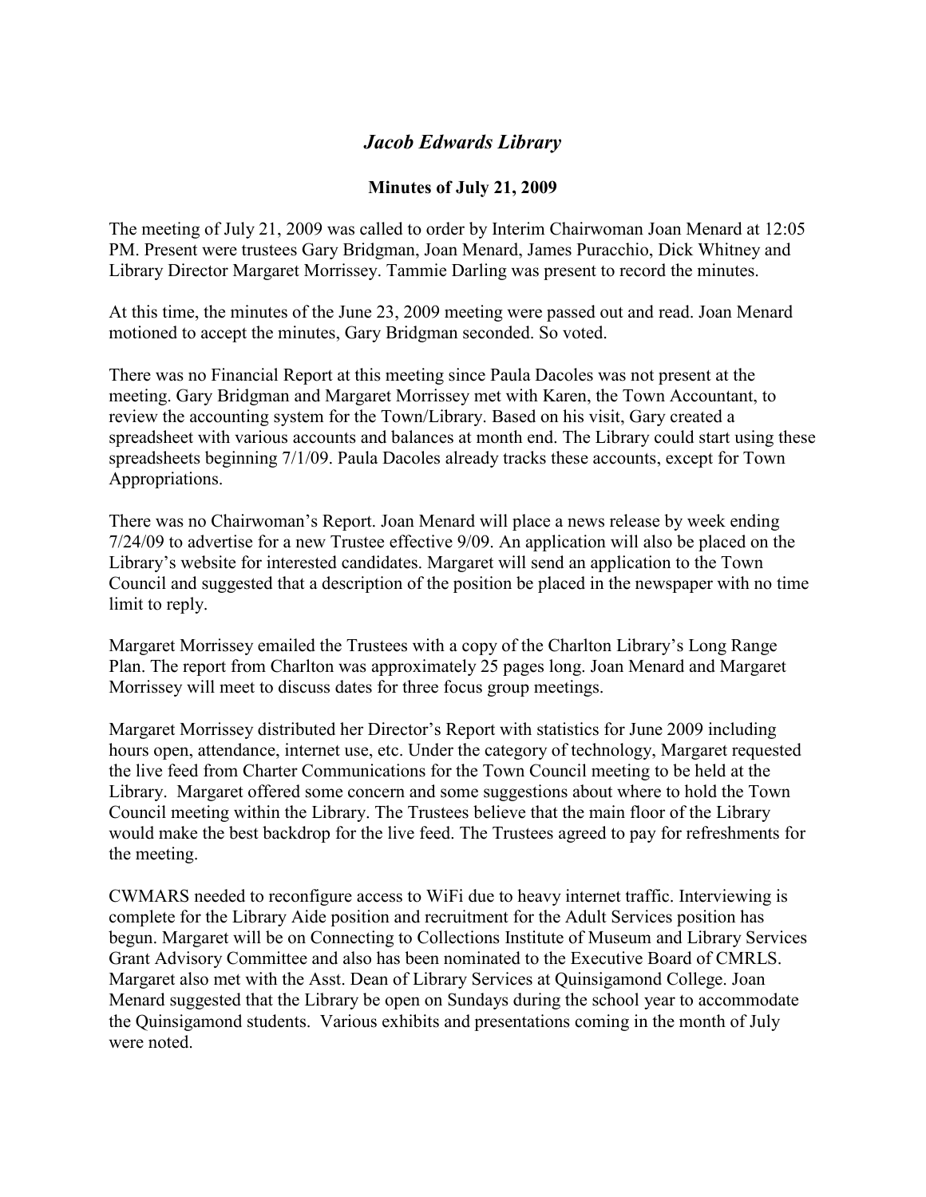# *Jacob Edwards Library*

## Minutes of July 21, 2009

The meeting of July 21, 2009 was called to order by Interim Chairwoman Joan Menard at 12:05 PM. Present were trustees Gary Bridgman, Joan Menard, James Puracchio, Dick Whitney and Library Director Margaret Morrissey. Tammie Darling was present to record the minutes.

At this time, the minutes of the June 23, 2009 meeting were passed out and read. Joan Menard motioned to accept the minutes, Gary Bridgman seconded. So voted.

There was no Financial Report at this meeting since Paula Dacoles was not present at the meeting. Gary Bridgman and Margaret Morrissey met with Karen, the Town Accountant, to review the accounting system for the Town/Library. Based on his visit, Gary created a spreadsheet with various accounts and balances at month end. The Library could start using these spreadsheets beginning 7/1/09. Paula Dacoles already tracks these accounts, except for Town Appropriations.

There was no Chairwoman's Report. Joan Menard will place a news release by week ending 7/24/09 to advertise for a new Trustee effective 9/09. An application will also be placed on the Library's website for interested candidates. Margaret will send an application to the Town Council and suggested that a description of the position be placed in the newspaper with no time limit to reply.

Margaret Morrissey emailed the Trustees with a copy of the Charlton Library's Long Range Plan. The report from Charlton was approximately 25 pages long. Joan Menard and Margaret Morrissey will meet to discuss dates for three focus group meetings.

Margaret Morrissey distributed her Director's Report with statistics for June 2009 including hours open, attendance, internet use, etc. Under the category of technology, Margaret requested the live feed from Charter Communications for the Town Council meeting to be held at the Library. Margaret offered some concern and some suggestions about where to hold the Town Council meeting within the Library. The Trustees believe that the main floor of the Library would make the best backdrop for the live feed. The Trustees agreed to pay for refreshments for the meeting.

CWMARS needed to reconfigure access to WiFi due to heavy internet traffic. Interviewing is complete for the Library Aide position and recruitment for the Adult Services position has begun. Margaret will be on Connecting to Collections Institute of Museum and Library Services Grant Advisory Committee and also has been nominated to the Executive Board of CMRLS. Margaret also met with the Asst. Dean of Library Services at Quinsigamond College. Joan Menard suggested that the Library be open on Sundays during the school year to accommodate the Quinsigamond students. Various exhibits and presentations coming in the month of July were noted.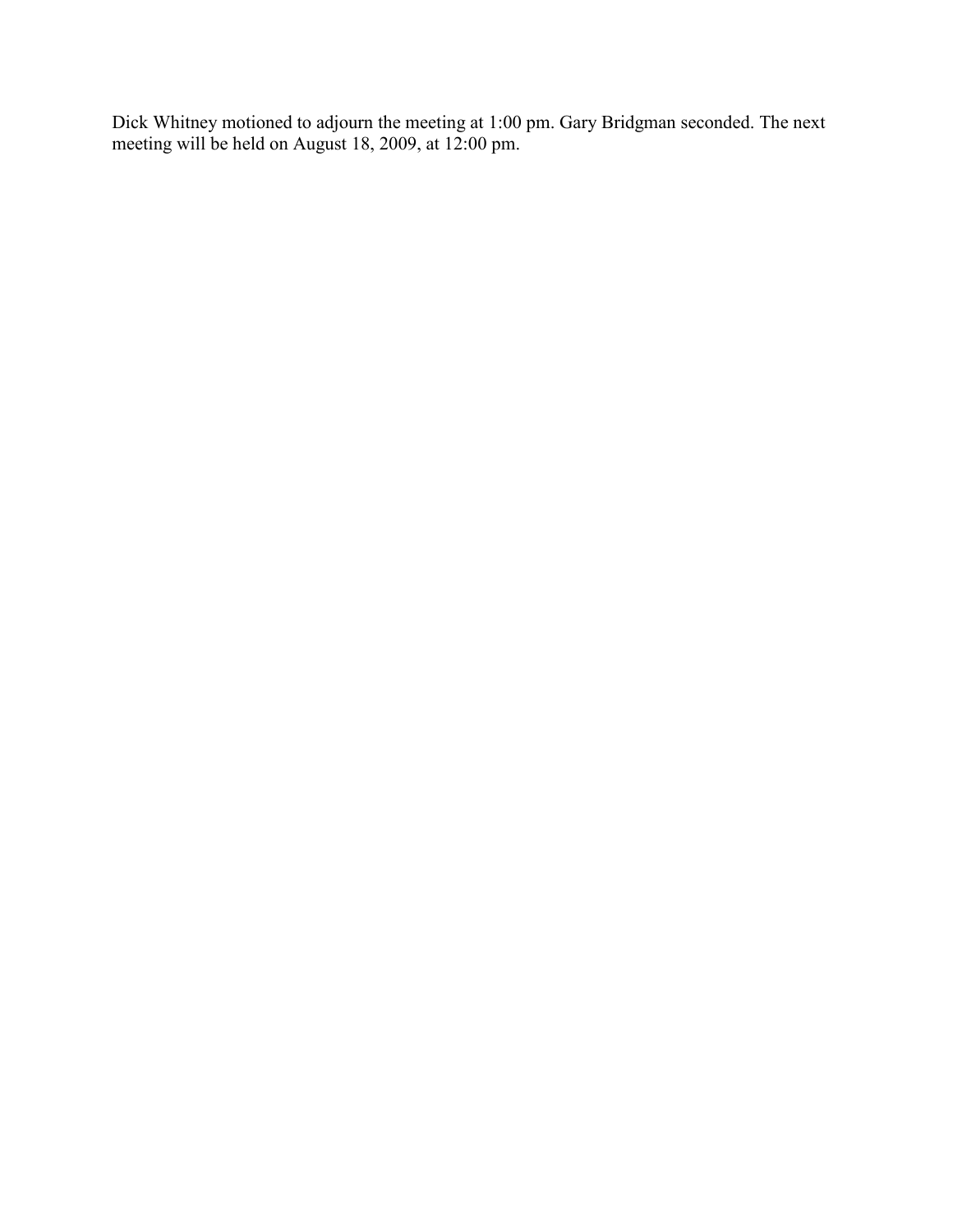Dick Whitney motioned to adjourn the meeting at 1:00 pm. Gary Bridgman seconded. The next meeting will be held on August 18, 2009, at 12:00 pm.